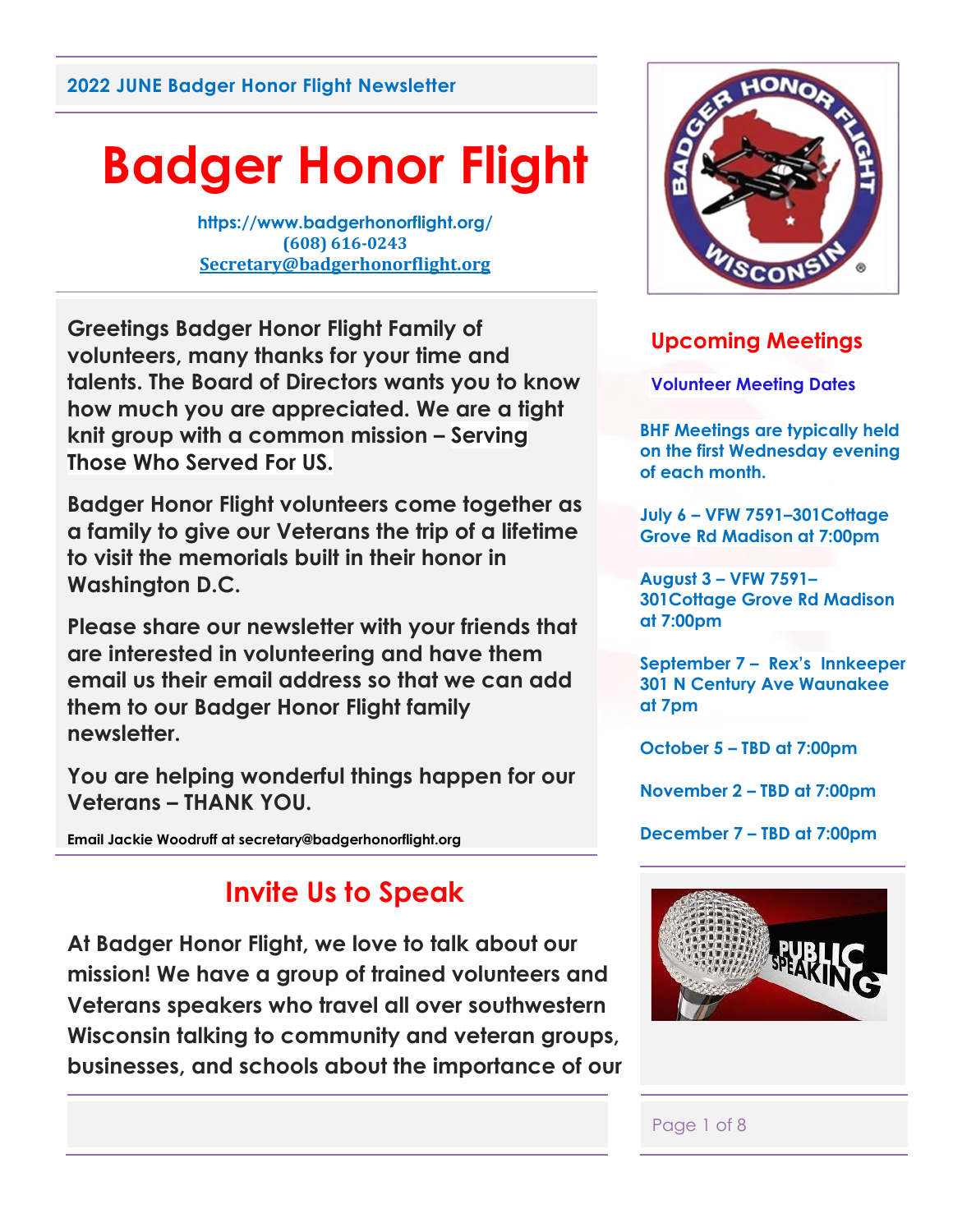2022 JUNE Badger Honor Flight Newsletter

# Badger Honor Flight

https://www.badgerhonorflight.org/
(608) 616-0243
Secretary@badgerhonorflight.org

**Greetings Badger Honor Flight Family of volunteers, many thanks for your time and talents. The Board of Directors wants you to know how much you are appreciated. We are a tight knit group with a common mission – Serving Those Who Served For US.**

**Badger Honor Flight volunteers come together as a family to give our Veterans the trip of a lifetime to visit the memorials built in their honor in Washington D.C.**

**Please share our newsletter with your friends that are interested in volunteering and have them email us their email address so that we can add them to our Badger Honor Flight family newsletter.**

**You are helping wonderful things happen for our Veterans – THANK YOU.**

**Email Jackie Woodruff at secretary@badgerhonorflight.org**

## Upcoming Meetings

### Volunteer Meeting Dates

**BHF Meetings are typically held on the first Wednesday evening of each month.**

**July 6 – VFW 7591–301Cottage Grove Rd Madison at 7:00pm**

**August 3 – VFW 7591–301Cottage Grove Rd Madison at 7:00pm**

**September 7 – Rex's Innkeeper 301 N Century Ave Waunakee at 7pm**

**October 5 – TBD at 7:00pm**

**November 2 – TBD at 7:00pm**

**December 7 – TBD at 7:00pm**

## Invite Us to Speak

**At Badger Honor Flight, we love to talk about our mission! We have a group of trained volunteers and Veterans speakers who travel all over southwestern Wisconsin talking to community and veteran groups, businesses, and schools about the importance of our**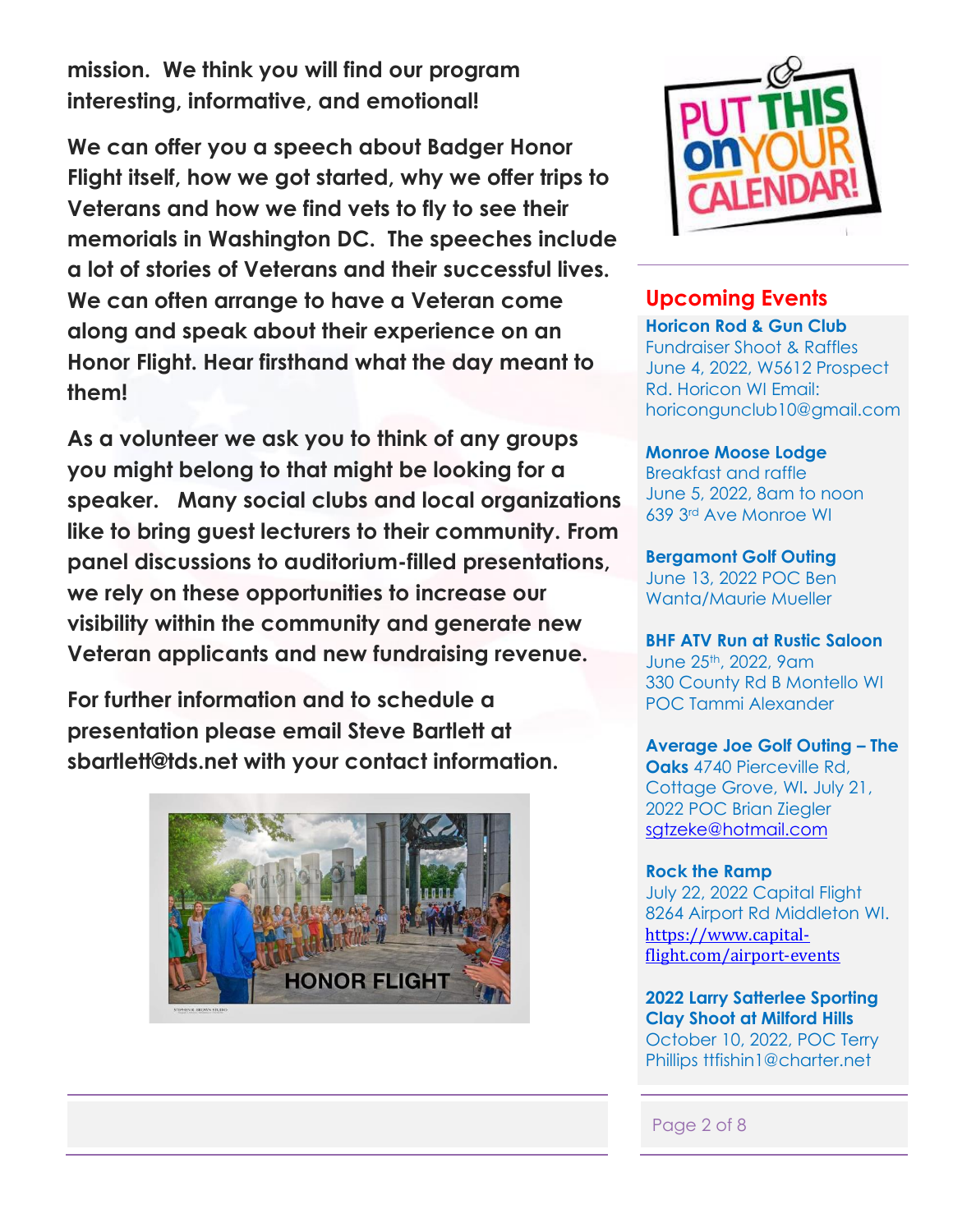**mission. We think you will find our program interesting, informative, and emotional!**

**We can offer you a speech about Badger Honor Flight itself, how we got started, why we offer trips to Veterans and how we find vets to fly to see their memorials in Washington DC. The speeches include a lot of stories of Veterans and their successful lives. We can often arrange to have a Veteran come along and speak about their experience on an Honor Flight. Hear firsthand what the day meant to them!**

**As a volunteer we ask you to think of any groups you might belong to that might be looking for a speaker. Many social clubs and local organizations like to bring guest lecturers to their community. From panel discussions to auditorium-filled presentations, we rely on these opportunities to increase our visibility within the community and generate new Veteran applicants and new fundraising revenue.**

**For further information and to schedule a presentation please email Steve Bartlett at sbartlett@tds.net with your contact information.**

HONOR FLIGHT

PUT THIS on YOUR CALENDAR!

## Upcoming Events

**Horicon Rod & Gun Club**
Fundraiser Shoot & Raffles
June 4, 2022, W5612 Prospect Rd. Horicon WI Email: horicongunclub10@gmail.com

**Monroe Moose Lodge**
Breakfast and raffle
June 5, 2022, 8am to noon
639 3rd Ave Monroe WI

**Bergamont Golf Outing**
June 13, 2022 POC Ben Wanta/Maurie Mueller

**BHF ATV Run at Rustic Saloon**
June 25th, 2022, 9am
330 County Rd B Montello WI
POC Tammi Alexander

**Average Joe Golf Outing – The Oaks** 4740 Pierceville Rd, Cottage Grove, WI. July 21, 2022 POC Brian Ziegler
sgtzeke@hotmail.com

**Rock the Ramp**
July 22, 2022 Capital Flight
8264 Airport Rd Middleton WI.
https://www.capital-flight.com/airport-events

**2022 Larry Satterlee Sporting Clay Shoot at Milford Hills**
October 10, 2022, POC Terry Phillips ttfishin1@charter.net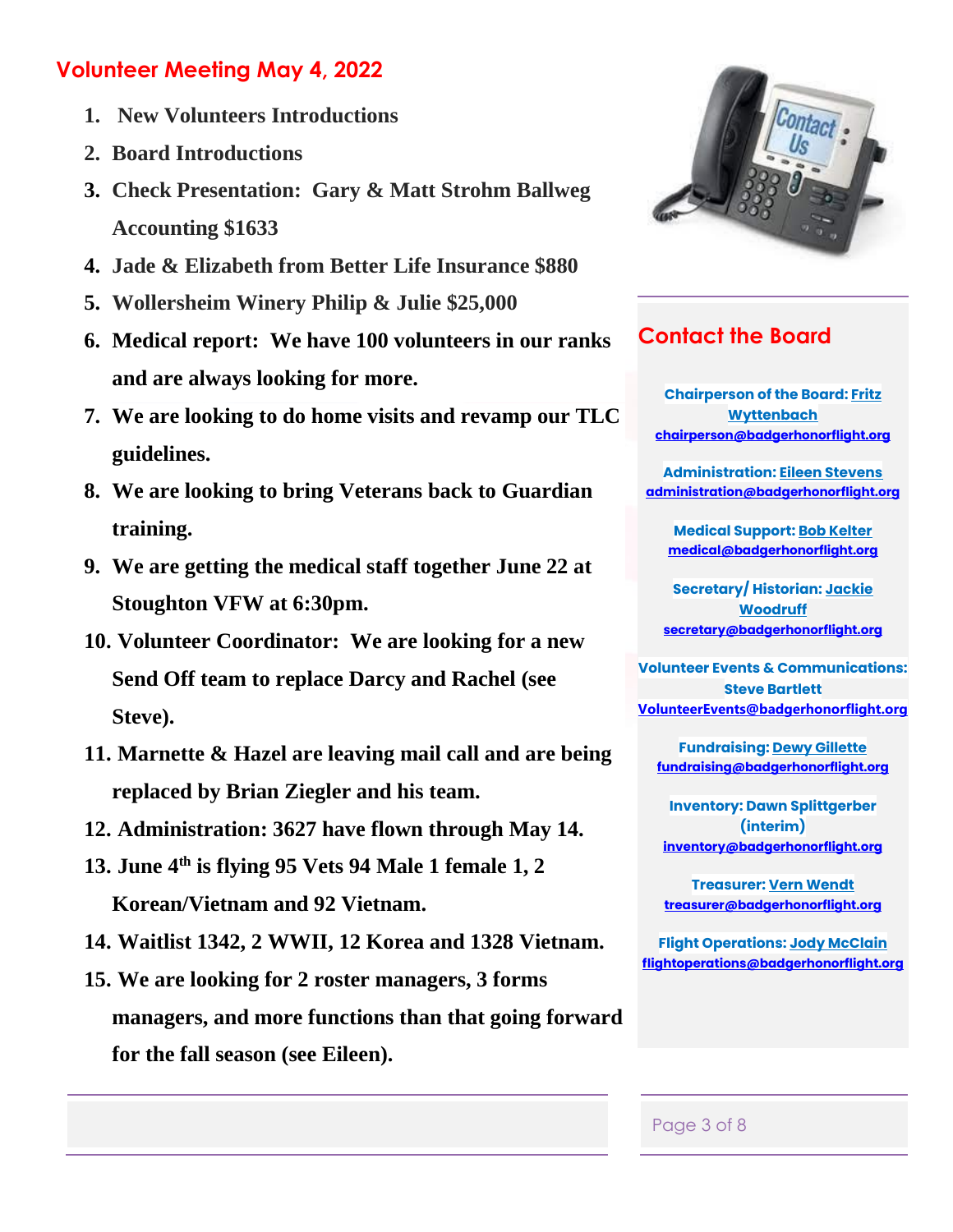## Volunteer Meeting May 4, 2022

1. **New Volunteers Introductions**
2. **Board Introductions**
3. **Check Presentation: Gary & Matt Strohm Ballweg Accounting $1633**
4. **Jade & Elizabeth from Better Life Insurance $880**
5. **Wollersheim Winery Philip & Julie $25,000**
6. **Medical report: We have 100 volunteers in our ranks and are always looking for more.**
7. **We are looking to do home visits and revamp our TLC guidelines.**
8. **We are looking to bring Veterans back to Guardian training.**
9. **We are getting the medical staff together June 22 at Stoughton VFW at 6:30pm.**
10. **Volunteer Coordinator: We are looking for a new Send Off team to replace Darcy and Rachel (see Steve).**
11. **Marnette & Hazel are leaving mail call and are being replaced by Brian Ziegler and his team.**
12. **Administration: 3627 have flown through May 14.**
13. **June 4th is flying 95 Vets 94 Male 1 female 1, 2 Korean/Vietnam and 92 Vietnam.**
14. **Waitlist 1342, 2 WWII, 12 Korea and 1328 Vietnam.**
15. **We are looking for 2 roster managers, 3 forms managers, and more functions than that going forward for the fall season (see Eileen).**

## Contact the Board

**Chairperson of the Board:** Fritz Wyttenbach
chairperson@badgerhonorflight.org

**Administration:** Eileen Stevens
administration@badgerhonorflight.org

**Medical Support:** Bob Kelter
medical@badgerhonorflight.org

**Secretary/ Historian:** Jackie Woodruff
secretary@badgerhonorflight.org

**Volunteer Events & Communications:** Steve Bartlett
VolunteerEvents@badgerhonorflight.org

**Fundraising:** Dewy Gillette
fundraising@badgerhonorflight.org

**Inventory:** Dawn Splittgerber (interim)
inventory@badgerhonorflight.org

**Treasurer:** Vern Wendt
treasurer@badgerhonorflight.org

**Flight Operations:** Jody McClain
flightoperations@badgerhonorflight.org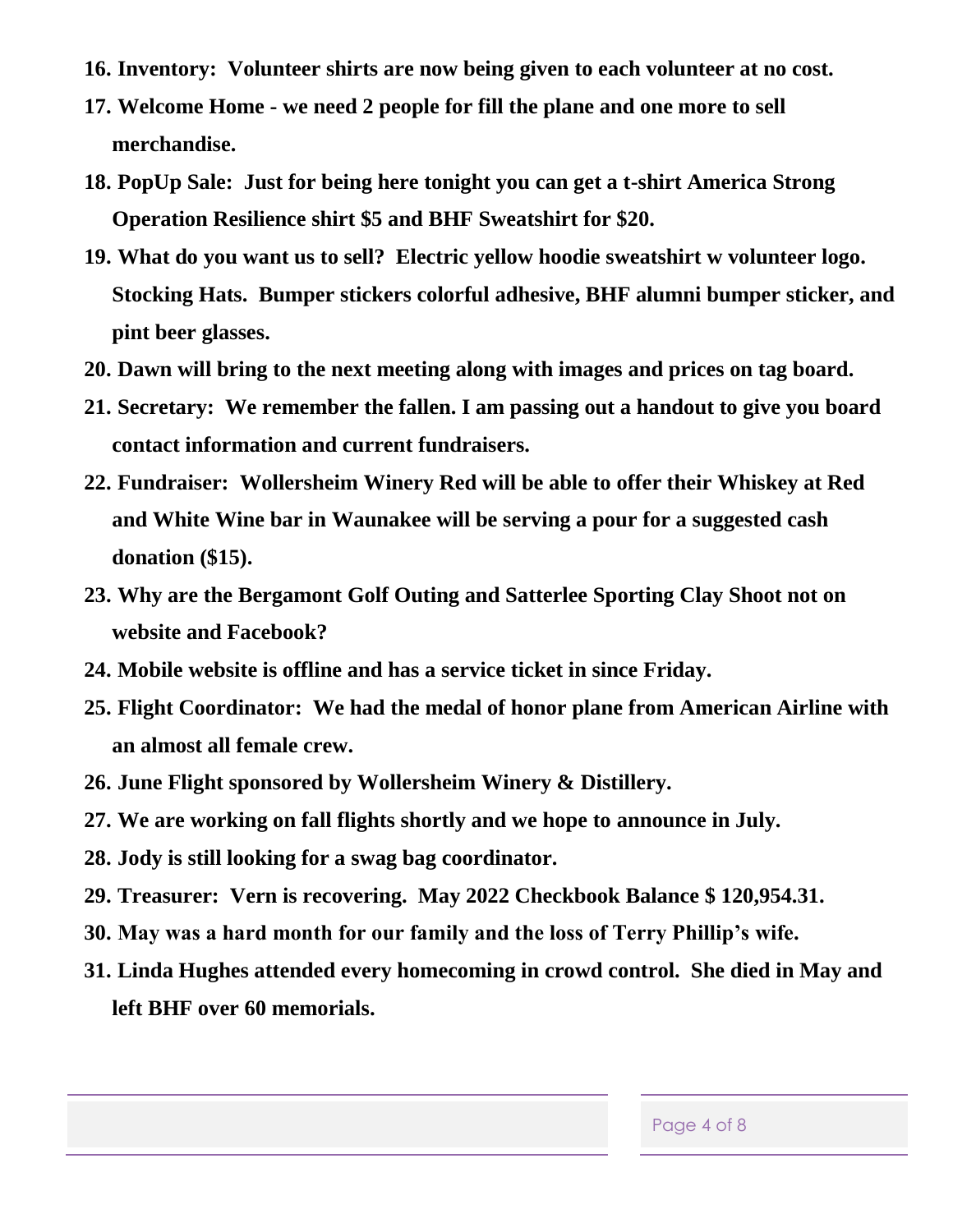16. **Inventory: Volunteer shirts are now being given to each volunteer at no cost.**
17. **Welcome Home - we need 2 people for fill the plane and one more to sell merchandise.**
18. **PopUp Sale: Just for being here tonight you can get a t-shirt America Strong Operation Resilience shirt $5 and BHF Sweatshirt for $20.**
19. **What do you want us to sell? Electric yellow hoodie sweatshirt w volunteer logo. Stocking Hats. Bumper stickers colorful adhesive, BHF alumni bumper sticker, and pint beer glasses.**
20. **Dawn will bring to the next meeting along with images and prices on tag board.**
21. **Secretary: We remember the fallen. I am passing out a handout to give you board contact information and current fundraisers.**
22. **Fundraiser: Wollersheim Winery Red will be able to offer their Whiskey at Red and White Wine bar in Waunakee will be serving a pour for a suggested cash donation ($15).**
23. **Why are the Bergamont Golf Outing and Satterlee Sporting Clay Shoot not on website and Facebook?**
24. **Mobile website is offline and has a service ticket in since Friday.**
25. **Flight Coordinator: We had the medal of honor plane from American Airline with an almost all female crew.**
26. **June Flight sponsored by Wollersheim Winery & Distillery.**
27. **We are working on fall flights shortly and we hope to announce in July.**
28. **Jody is still looking for a swag bag coordinator.**
29. **Treasurer: Vern is recovering. May 2022 Checkbook Balance $ 120,954.31.**
30. **May was a hard month for our family and the loss of Terry Phillip's wife.**
31. **Linda Hughes attended every homecoming in crowd control. She died in May and left BHF over 60 memorials.**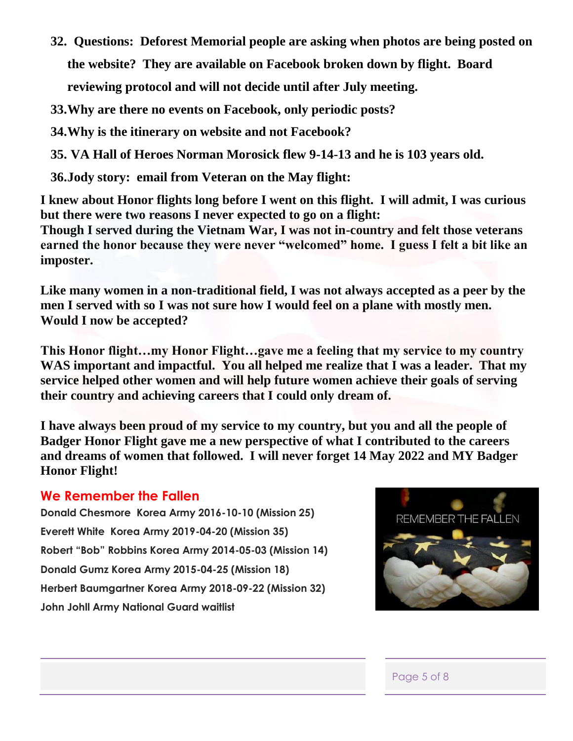32. **Questions: Deforest Memorial people are asking when photos are being posted on the website? They are available on Facebook broken down by flight. Board reviewing protocol and will not decide until after July meeting.**
33. **Why are there no events on Facebook, only periodic posts?**
34. **Why is the itinerary on website and not Facebook?**
35. **VA Hall of Heroes Norman Morosick flew 9-14-13 and he is 103 years old.**
36. **Jody story: email from Veteran on the May flight:**

**I knew about Honor flights long before I went on this flight. I will admit, I was curious but there were two reasons I never expected to go on a flight:**
**Though I served during the Vietnam War, I was not in-country and felt those veterans earned the honor because they were never "welcomed" home. I guess I felt a bit like an imposter.**

**Like many women in a non-traditional field, I was not always accepted as a peer by the men I served with so I was not sure how I would feel on a plane with mostly men. Would I now be accepted?**

**This Honor flight…my Honor Flight…gave me a feeling that my service to my country WAS important and impactful. You all helped me realize that I was a leader. That my service helped other women and will help future women achieve their goals of serving their country and achieving careers that I could only dream of.**

**I have always been proud of my service to my country, but you and all the people of Badger Honor Flight gave me a new perspective of what I contributed to the careers and dreams of women that followed. I will never forget 14 May 2022 and MY Badger Honor Flight!**

## We Remember the Fallen

**Donald Chesmore Korea Army 2016-10-10 (Mission 25)**
**Everett White Korea Army 2019-04-20 (Mission 35)**
**Robert "Bob" Robbins Korea Army 2014-05-03 (Mission 14)**
**Donald Gumz Korea Army 2015-04-25 (Mission 18)**
**Herbert Baumgartner Korea Army 2018-09-22 (Mission 32)**
**John Johll Army National Guard waitlist**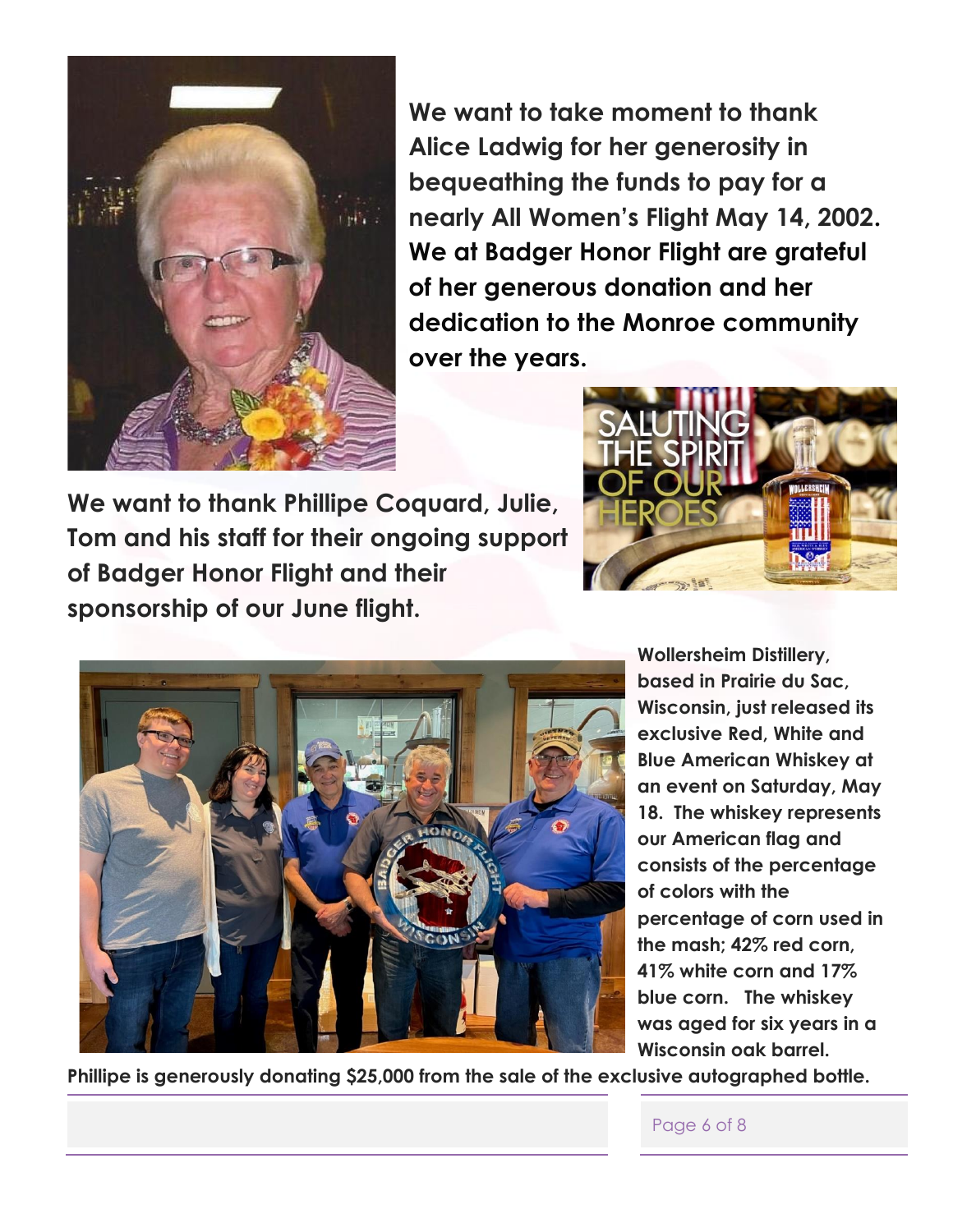**We want to take moment to thank Alice Ladwig for her generosity in bequeathing the funds to pay for a nearly All Women's Flight May 14, 2002. We at Badger Honor Flight are grateful of her generous donation and her dedication to the Monroe community over the years.**

**We want to thank Phillipe Coquard, Julie, Tom and his staff for their ongoing support of Badger Honor Flight and their sponsorship of our June flight.**

**Wollersheim Distillery, based in Prairie du Sac, Wisconsin, just released its exclusive Red, White and Blue American Whiskey at an event on Saturday, May 18. The whiskey represents our American flag and consists of the percentage of colors with the percentage of corn used in the mash; 42% red corn, 41% white corn and 17% blue corn. The whiskey was aged for six years in a Wisconsin oak barrel.**

**Phillipe is generously donating $25,000 from the sale of the exclusive autographed bottle.**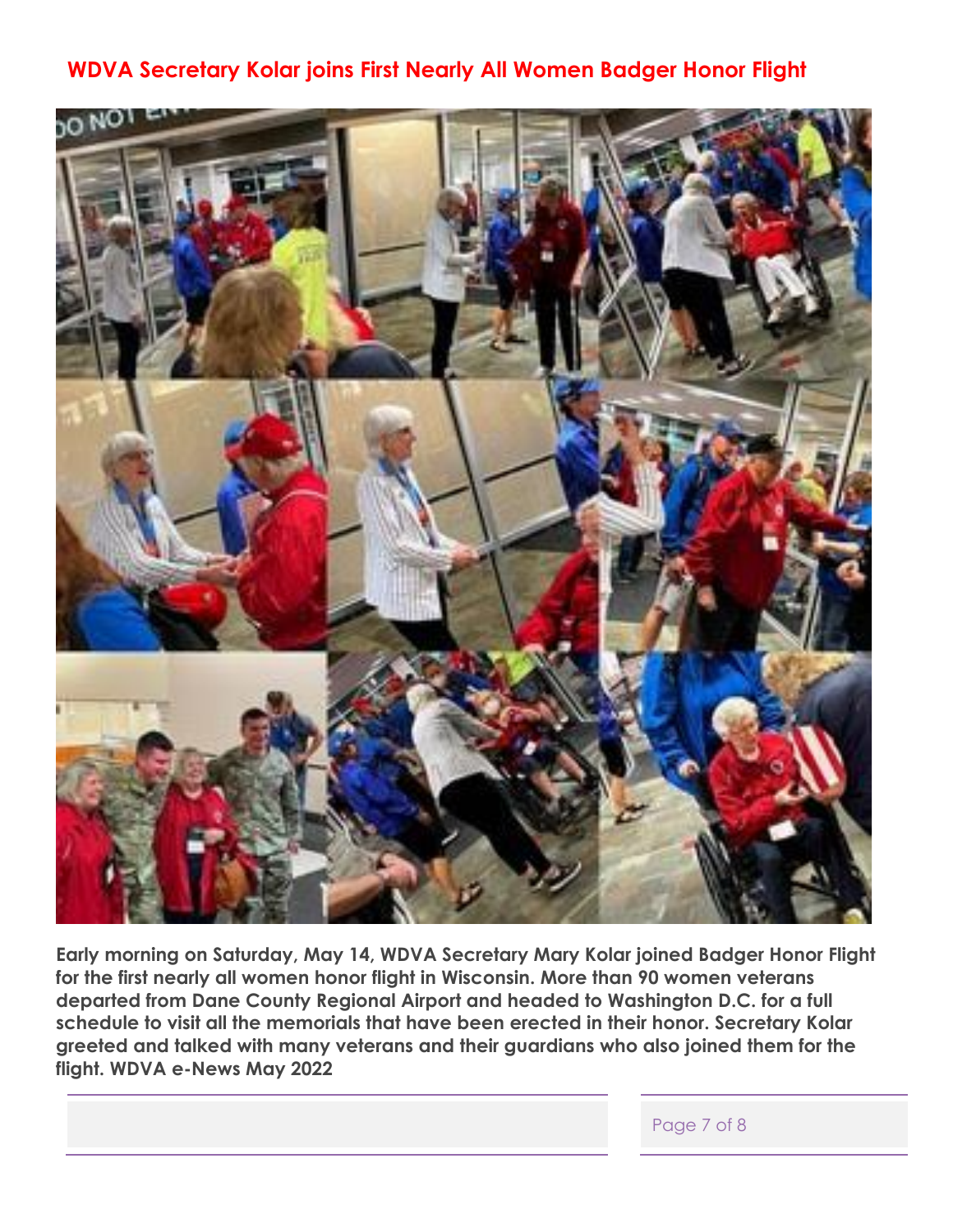## WDVA Secretary Kolar joins First Nearly All Women Badger Honor Flight

**Early morning on Saturday, May 14, WDVA Secretary Mary Kolar joined Badger Honor Flight for the first nearly all women honor flight in Wisconsin. More than 90 women veterans departed from Dane County Regional Airport and headed to Washington D.C. for a full schedule to visit all the memorials that have been erected in their honor. Secretary Kolar greeted and talked with many veterans and their guardians who also joined them for the flight. WDVA e-News May 2022**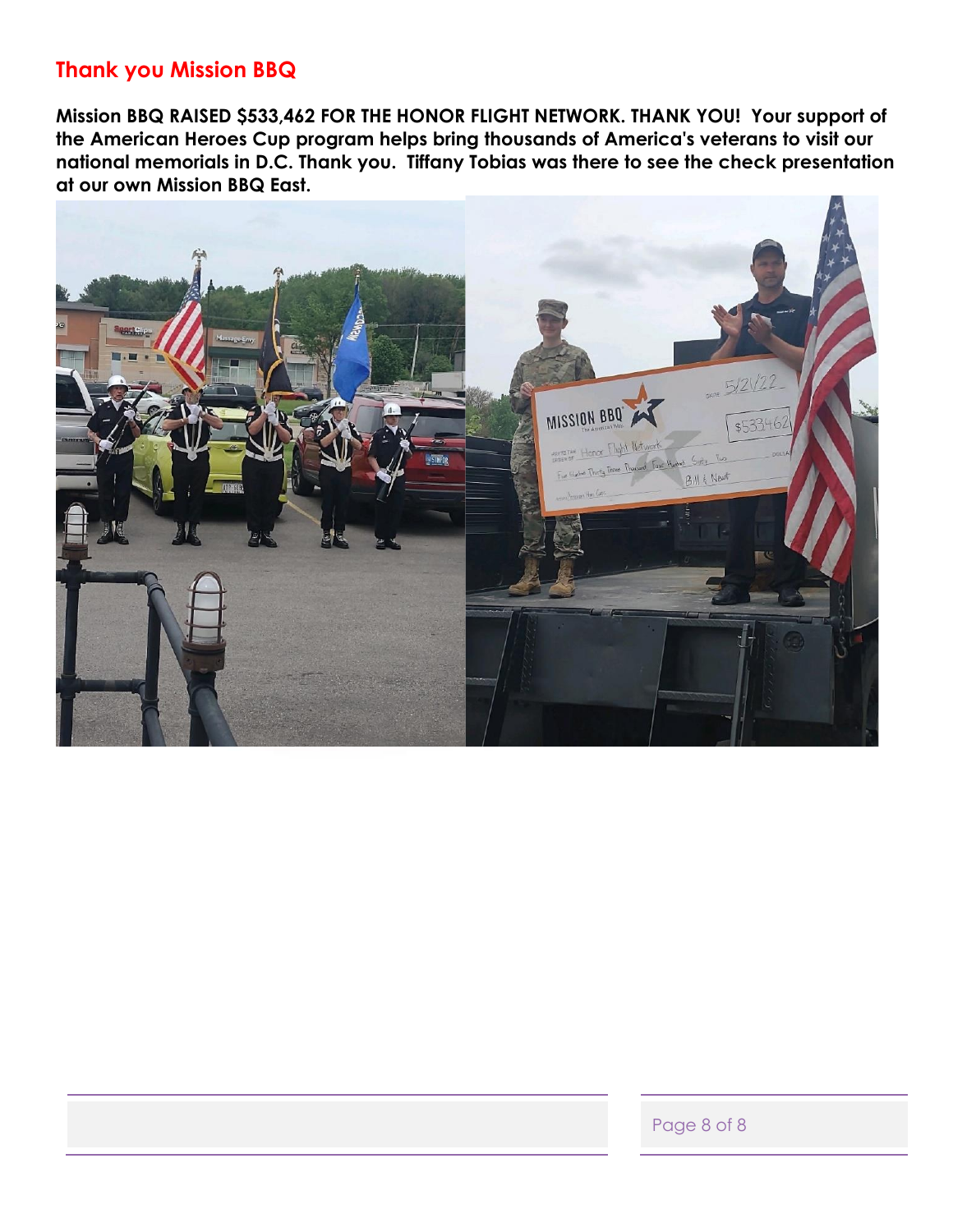## Thank you Mission BBQ

**Mission BBQ RAISED $533,462 FOR THE HONOR FLIGHT NETWORK. THANK YOU! Your support of the American Heroes Cup program helps bring thousands of America's veterans to visit our national memorials in D.C. Thank you. Tiffany Tobias was there to see the check presentation at our own Mission BBQ East.**